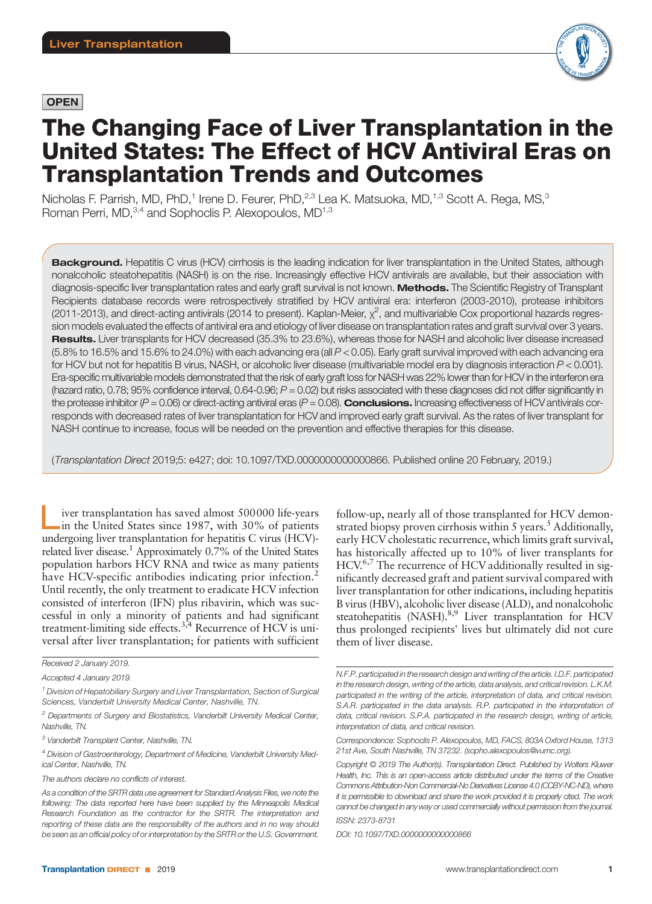Liver Transplantation

OPEN

# The Changing Face of Liver Transplantation in the United States: The Effect of HCV Antiviral Eras on Transplantation Trends and Outcomes

Nicholas F. Parrish, MD, PhD,[1] Irene D. Feurer, PhD,[2,3] Lea K. Matsuoka, MD,[1,3] Scott A. Rega, MS,[3] Roman Perri, MD,[3,4] and Sophoclis P. Alexopoulos, MD[1,3]

**Background.** Hepatitis C virus (HCV) cirrhosis is the leading indication for liver transplantation in the United States, although nonalcoholic steatohepatitis (NASH) is on the rise. Increasingly effective HCV antivirals are available, but their association with diagnosis-specific liver transplantation rates and early graft survival is not known. **Methods.** The Scientific Registry of Transplant Recipients database records were retrospectively stratified by HCV antiviral era: interferon (2003-2010), protease inhibitors (2011-2013), and direct-acting antivirals (2014 to present). Kaplan-Meier, $\chi^2$, and multivariable Cox proportional hazards regression models evaluated the effects of antiviral era and etiology of liver disease on transplantation rates and graft survival over 3 years. **Results.** Liver transplants for HCV decreased (35.3% to 23.6%), whereas those for NASH and alcoholic liver disease increased (5.8% to 16.5% and 15.6% to 24.0%) with each advancing era (all $P < 0.05$). Early graft survival improved with each advancing era for HCV but not for hepatitis B virus, NASH, or alcoholic liver disease (multivariable model era by diagnosis interaction $P < 0.001$). Era-specific multivariable models demonstrated that the risk of early graft loss for NASH was 22% lower than for HCV in the interferon era (hazard ratio, 0.78; 95% confidence interval, 0.64-0.96; $P = 0.02$) but risks associated with these diagnoses did not differ significantly in the protease inhibitor ($P = 0.06$) or direct-acting antiviral eras ($P = 0.08$). **Conclusions.** Increasing effectiveness of HCV antivirals corresponds with decreased rates of liver transplantation for HCV and improved early graft survival. As the rates of liver transplant for NASH continue to increase, focus will be needed on the prevention and effective therapies for this disease.

(*Transplantation Direct* 2019;5: e427; doi: 10.1097/TXD.0000000000000866. Published online 20 February, 2019.)

Liver transplantation has saved almost 500000 life-years in the United States since 1987, with 30% of patients undergoing liver transplantation for hepatitis C virus (HCV)-related liver disease.[1] Approximately 0.7% of the United States population harbors HCV RNA and twice as many patients have HCV-specific antibodies indicating prior infection.[2] Until recently, the only treatment to eradicate HCV infection consisted of interferon (IFN) plus ribavirin, which was successful in only a minority of patients and had significant treatment-limiting side effects.[3,4] Recurrence of HCV is universal after liver transplantation; for patients with sufficient follow-up, nearly all of those transplanted for HCV demonstrated biopsy proven cirrhosis within 5 years.[5] Additionally, early HCV cholestatic recurrence, which limits graft survival, has historically affected up to 10% of liver transplants for HCV.[6,7] The recurrence of HCV additionally resulted in significantly decreased graft and patient survival compared with liver transplantation for other indications, including hepatitis B virus (HBV), alcoholic liver disease (ALD), and nonalcoholic steatohepatitis (NASH).[8,9] Liver transplantation for HCV thus prolonged recipients' lives but ultimately did not cure them of liver disease.

Received 2 January 2019.

Accepted 4 January 2019.

[1] Division of Hepatobiliary Surgery and Liver Transplantation, Section of Surgical Sciences, Vanderbilt University Medical Center, Nashville, TN.

[2] Departments of Surgery and Biostatistics, Vanderbilt University Medical Center, Nashville, TN.

[3] Vanderbilt Transplant Center, Nashville, TN.

[4] Division of Gastroenterology, Department of Medicine, Vanderbilt University Medical Center, Nashville, TN.

The authors declare no conflicts of interest.

As a condition of the SRTR data use agreement for Standard Analysis Files, we note the following: The data reported here have been supplied by the Minneapolis Medical Research Foundation as the contractor for the SRTR. The interpretation and reporting of these data are the responsibility of the authors and in no way should be seen as an official policy of or interpretation by the SRTR or the U.S. Government.

N.F.P. participated in the research design and writing of the article. I.D.F. participated in the research design, writing of the article, data analysis, and critical revision. L.K.M. participated in the writing of the article, interpretation of data, and critical revision. S.A.R. participated in the data analysis. R.P. participated in the interpretation of data, critical revision. S.P.A. participated in the research design, writing of article, interpretation of data, and critical revision.

Correspondence: Sophoclis P. Alexopoulos, MD, FACS, 803A Oxford House, 1313 21st Ave, South Nashville, TN 37232. (sopho.alexopoulos@vumc.org).

Copyright © 2019 The Author(s). Transplantation Direct. Published by Wolters Kluwer Health, Inc. This is an open-access article distributed under the terms of the Creative Commons Attribution-Non Commercial-No Derivatives License 4.0 (CCBY-NC-ND), where it is permissible to download and share the work provided it is properly cited. The work cannot be changed in any way or used commercially without permission from the journal.

ISSN: 2373-8731

DOI: 10.1097/TXD.0000000000000866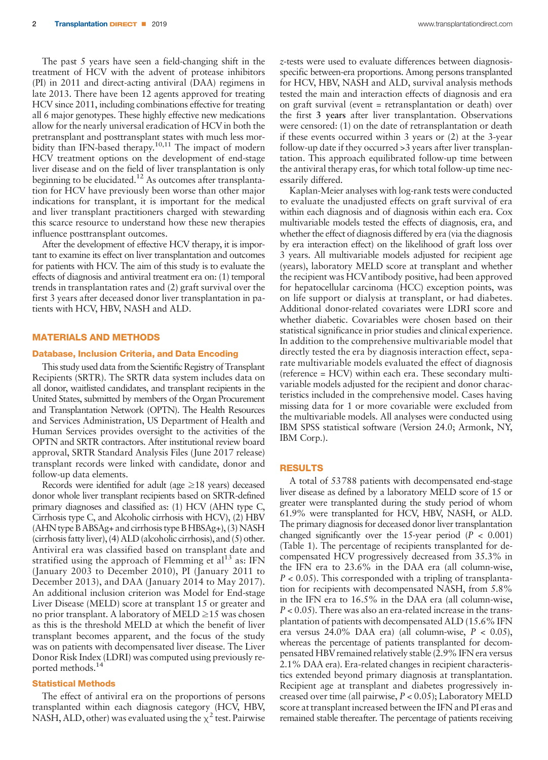The past 5 years have seen a field-changing shift in the treatment of HCV with the advent of protease inhibitors (PI) in 2011 and direct-acting antiviral (DAA) regimens in late 2013. There have been 12 agents approved for treating HCV since 2011, including combinations effective for treating all 6 major genotypes. These highly effective new medications allow for the nearly universal eradication of HCV in both the pretransplant and posttransplant states with much less morbidity than IFN-based therapy.[10,11] The impact of modern HCV treatment options on the development of end-stage liver disease and on the field of liver transplantation is only beginning to be elucidated.[12] As outcomes after transplantation for HCV have previously been worse than other major indications for transplant, it is important for the medical and liver transplant practitioners charged with stewarding this scarce resource to understand how these new therapies influence posttransplant outcomes.

After the development of effective HCV therapy, it is important to examine its effect on liver transplantation and outcomes for patients with HCV. The aim of this study is to evaluate the effects of diagnosis and antiviral treatment era on: (1) temporal trends in transplantation rates and (2) graft survival over the first 3 years after deceased donor liver transplantation in patients with HCV, HBV, NASH and ALD.

## MATERIALS AND METHODS

### Database, Inclusion Criteria, and Data Encoding

This study used data from the Scientific Registry of Transplant Recipients (SRTR). The SRTR data system includes data on all donor, waitlisted candidates, and transplant recipients in the United States, submitted by members of the Organ Procurement and Transplantation Network (OPTN). The Health Resources and Services Administration, US Department of Health and Human Services provides oversight to the activities of the OPTN and SRTR contractors. After institutional review board approval, SRTR Standard Analysis Files (June 2017 release) transplant records were linked with candidate, donor and follow-up data elements.

Records were identified for adult (age ≥18 years) deceased donor whole liver transplant recipients based on SRTR-defined primary diagnoses and classified as: (1) HCV (AHN type C, Cirrhosis type C, and Alcoholic cirrhosis with HCV), (2) HBV (AHN type B ABSAg+ and cirrhosis type B HBSAg+), (3) NASH (cirrhosis fatty liver), (4) ALD (alcoholic cirrhosis), and (5) other. Antiviral era was classified based on transplant date and stratified using the approach of Flemming et al[13] as: IFN (January 2003 to December 2010), PI (January 2011 to December 2013), and DAA (January 2014 to May 2017). An additional inclusion criterion was Model for End-stage Liver Disease (MELD) score at transplant 15 or greater and no prior transplant. A laboratory of MELD ≥15 was chosen as this is the threshold MELD at which the benefit of liver transplant becomes apparent, and the focus of the study was on patients with decompensated liver disease. The Liver Donor Risk Index (LDRI) was computed using previously reported methods.[14]

### Statistical Methods

The effect of antiviral era on the proportions of persons transplanted within each diagnosis category (HCV, HBV, NASH, ALD, other) was evaluated using the $\chi^2$ test. Pairwise $z$-tests were used to evaluate differences between diagnosis-specific between-era proportions. Among persons transplanted for HCV, HBV, NASH and ALD, survival analysis methods tested the main and interaction effects of diagnosis and era on graft survival (event = retransplantation or death) over the first **3 years** after liver transplantation. Observations were censored: (1) on the date of retransplantation or death if these events occurred within 3 years or (2) at the 3-year follow-up date if they occurred >3 years after liver transplantation. This approach equilibrated follow-up time between the antiviral therapy eras, for which total follow-up time necessarily differed.

Kaplan-Meier analyses with log-rank tests were conducted to evaluate the unadjusted effects on graft survival of era within each diagnosis and of diagnosis within each era. Cox multivariable models tested the effects of diagnosis, era, and whether the effect of diagnosis differed by era (via the diagnosis by era interaction effect) on the likelihood of graft loss over 3 years. All multivariable models adjusted for recipient age (years), laboratory MELD score at transplant and whether the recipient was HCV antibody positive, had been approved for hepatocellular carcinoma (HCC) exception points, was on life support or dialysis at transplant, or had diabetes. Additional donor-related covariates were LDRI score and whether diabetic. Covariables were chosen based on their statistical significance in prior studies and clinical experience. In addition to the comprehensive multivariable model that directly tested the era by diagnosis interaction effect, separate multivariable models evaluated the effect of diagnosis (reference = HCV) within each era. These secondary multivariable models adjusted for the recipient and donor characteristics included in the comprehensive model. Cases having missing data for 1 or more covariable were excluded from the multivariable models. All analyses were conducted using IBM SPSS statistical software (Version 24.0; Armonk, NY, IBM Corp.).

## RESULTS

A total of 53788 patients with decompensated end-stage liver disease as defined by a laboratory MELD score of 15 or greater were transplanted during the study period of whom 61.9% were transplanted for HCV, HBV, NASH, or ALD. The primary diagnosis for deceased donor liver transplantation changed significantly over the 15-year period ($P < 0.001$) (Table 1). The percentage of recipients transplanted for decompensated HCV progressively decreased from 35.3% in the IFN era to 23.6% in the DAA era (all column-wise, $P < 0.05$). This corresponded with a tripling of transplantation for recipients with decompensated NASH, from 5.8% in the IFN era to 16.5% in the DAA era (all column-wise, $P < 0.05$). There was also an era-related increase in the transplantation of patients with decompensated ALD (15.6% IFN era versus 24.0% DAA era) (all column-wise, $P < 0.05$), whereas the percentage of patients transplanted for decompensated HBV remained relatively stable (2.9% IFN era versus 2.1% DAA era). Era-related changes in recipient characteristics extended beyond primary diagnosis at transplantation. Recipient age at transplant and diabetes progressively increased over time (all pairwise, $P < 0.05$); Laboratory MELD score at transplant increased between the IFN and PI eras and remained stable thereafter. The percentage of patients receiving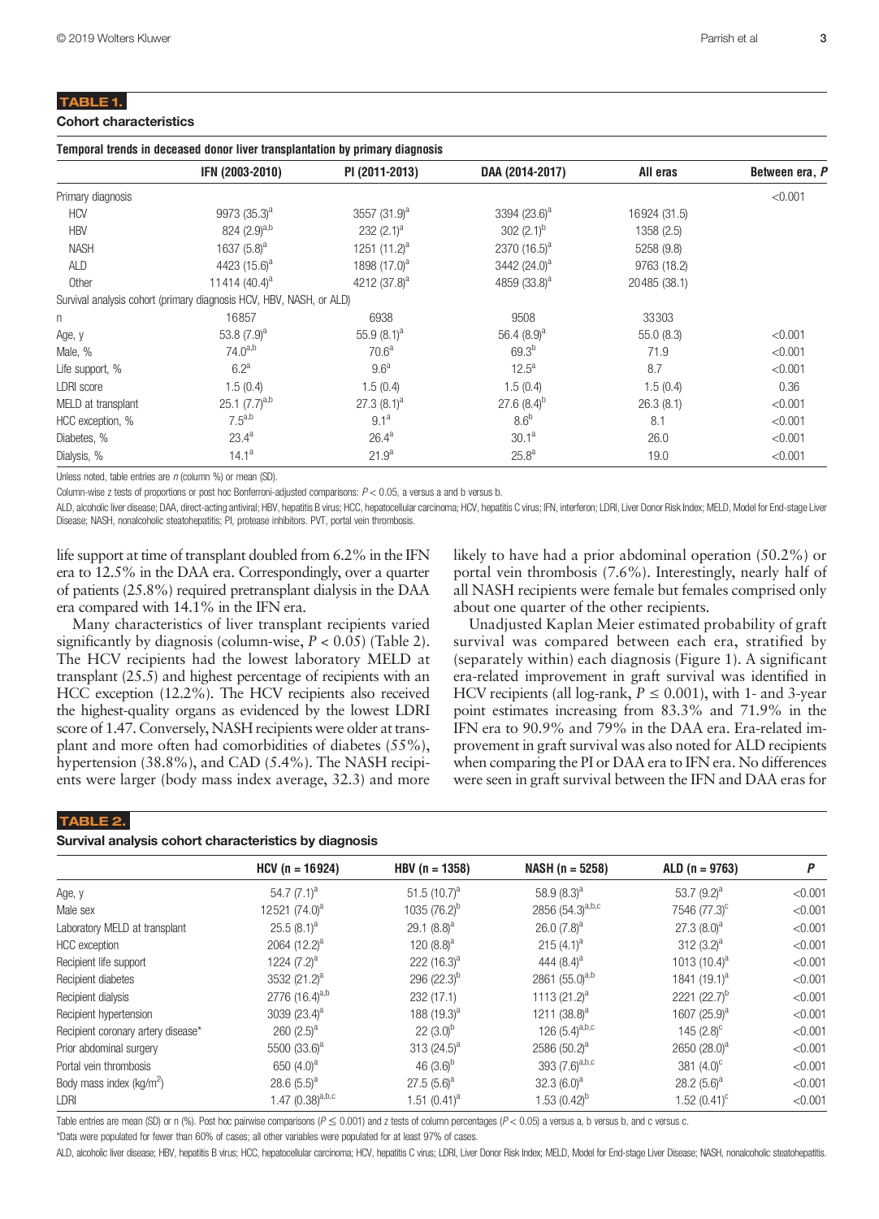**TABLE 1.**

**Cohort characteristics**

**Temporal trends in deceased donor liver transplantation by primary diagnosis**

| | IFN (2003-2010) | PI (2011-2013) | DAA (2014-2017) | All eras | Between era, P |
|---|---|---|---|---|---|
| Primary diagnosis | | | | | <0.001 |
| HCV | 9973 (35.3)[a] | 3557 (31.9)[a] | 3394 (23.6)[a] | 16924 (31.5) | |
| HBV | 824 (2.9)[a,b] | 232 (2.1)[a] | 302 (2.1)[b] | 1358 (2.5) | |
| NASH | 1637 (5.8)[a] | 1251 (11.2)[a] | 2370 (16.5)[a] | 5258 (9.8) | |
| ALD | 4423 (15.6)[a] | 1898 (17.0)[a] | 3442 (24.0)[a] | 9763 (18.2) | |
| Other | 11414 (40.4)[a] | 4212 (37.8)[a] | 4859 (33.8)[a] | 20485 (38.1) | |
| Survival analysis cohort (primary diagnosis HCV, HBV, NASH, or ALD) | | | | | |
| n | 16857 | 6938 | 9508 | 33303 | |
| Age, y | 53.8 (7.9)[a] | 55.9 (8.1)[a] | 56.4 (8.9)[a] | 55.0 (8.3) | <0.001 |
| Male, % | 74.0[a,b] | 70.6[a] | 69.3[b] | 71.9 | <0.001 |
| Life support, % | 6.2[a] | 9.6[a] | 12.5[a] | 8.7 | <0.001 |
| LDRI score | 1.5 (0.4) | 1.5 (0.4) | 1.5 (0.4) | 1.5 (0.4) | 0.36 |
| MELD at transplant | 25.1 (7.7)[a,b] | 27.3 (8.1)[a] | 27.6 (8.4)[b] | 26.3 (8.1) | <0.001 |
| HCC exception, % | 7.5[a,b] | 9.1[a] | 8.6[b] | 8.1 | <0.001 |
| Diabetes, % | 23.4[a] | 26.4[a] | 30.1[a] | 26.0 | <0.001 |
| Dialysis, % | 14.1[a] | 21.9[a] | 25.8[a] | 19.0 | <0.001 |

Unless noted, table entries are n (column %) or mean (SD).

Column-wise z tests of proportions or post hoc Bonferroni-adjusted comparisons: $P < 0.05$, a versus a and b versus b.

ALD, alcoholic liver disease; DAA, direct-acting antiviral; HBV, hepatitis B virus; HCC, hepatocellular carcinoma; HCV, hepatitis C virus; IFN, interferon; LDRI, Liver Donor Risk Index; MELD, Model for End-stage Liver Disease; NASH, nonalcoholic steatohepatitis; PI, protease inhibitors. PVT, portal vein thrombosis.

life support at time of transplant doubled from 6.2% in the IFN era to 12.5% in the DAA era. Correspondingly, over a quarter of patients (25.8%) required pretransplant dialysis in the DAA era compared with 14.1% in the IFN era.

Many characteristics of liver transplant recipients varied significantly by diagnosis (column-wise, $P < 0.05$) (Table 2). The HCV recipients had the lowest laboratory MELD at transplant (25.5) and highest percentage of recipients with an HCC exception (12.2%). The HCV recipients also received the highest-quality organs as evidenced by the lowest LDRI score of 1.47. Conversely, NASH recipients were older at transplant and more often had comorbidities of diabetes (55%), hypertension (38.8%), and CAD (5.4%). The NASH recipients were larger (body mass index average, 32.3) and more likely to have had a prior abdominal operation (50.2%) or portal vein thrombosis (7.6%). Interestingly, nearly half of all NASH recipients were female but females comprised only about one quarter of the other recipients.

Unadjusted Kaplan Meier estimated probability of graft survival was compared between each era, stratified by (separately within) each diagnosis (Figure 1). A significant era-related improvement in graft survival was identified in HCV recipients (all log-rank, $P \leq 0.001$), with 1- and 3-year point estimates increasing from 83.3% and 71.9% in the IFN era to 90.9% and 79% in the DAA era. Era-related improvement in graft survival was also noted for ALD recipients when comparing the PI or DAA era to IFN era. No differences were seen in graft survival between the IFN and DAA eras for

**TABLE 2.**

**Survival analysis cohort characteristics by diagnosis**

| | HCV (n = 16924) | HBV (n = 1358) | NASH (n = 5258) | ALD (n = 9763) | P |
|---|---|---|---|---|---|
| Age, y | 54.7 (7.1)[a] | 51.5 (10.7)[a] | 58.9 (8.3)[a] | 53.7 (9.2)[a] | <0.001 |
| Male sex | 12521 (74.0)[a] | 1035 (76.2)[b] | 2856 (54.3)[a,b,c] | 7546 (77.3)[c] | <0.001 |
| Laboratory MELD at transplant | 25.5 (8.1)[a] | 29.1 (8.8)[a] | 26.0 (7.8)[a] | 27.3 (8.0)[a] | <0.001 |
| HCC exception | 2064 (12.2)[a] | 120 (8.8)[a] | 215 (4.1)[a] | 312 (3.2)[a] | <0.001 |
| Recipient life support | 1224 (7.2)[a] | 222 (16.3)[a] | 444 (8.4)[a] | 1013 (10.4)[a] | <0.001 |
| Recipient diabetes | 3532 (21.2)[a] | 296 (22.3)[b] | 2861 (55.0)[a,b] | 1841 (19.1)[a] | <0.001 |
| Recipient dialysis | 2776 (16.4)[a,b] | 232 (17.1) | 1113 (21.2)[a] | 2221 (22.7)[b] | <0.001 |
| Recipient hypertension | 3039 (23.4)[a] | 188 (19.3)[a] | 1211 (38.8)[a] | 1607 (25.9)[a] | <0.001 |
| Recipient coronary artery disease* | 260 (2.5)[a] | 22 (3.0)[b] | 126 (5.4)[a,b,c] | 145 (2.8)[c] | <0.001 |
| Prior abdominal surgery | 5500 (33.6)[a] | 313 (24.5)[a] | 2586 (50.2)[a] | 2650 (28.0)[a] | <0.001 |
| Portal vein thrombosis | 650 (4.0)[a] | 46 (3.6)[b] | 393 (7.6)[a,b,c] | 381 (4.0)[c] | <0.001 |
| Body mass index (kg/m$^2$) | 28.6 (5.5)[a] | 27.5 (5.6)[a] | 32.3 (6.0)[a] | 28.2 (5.6)[a] | <0.001 |
| LDRI | 1.47 (0.38)[a,b,c] | 1.51 (0.41)[a] | 1.53 (0.42)[b] | 1.52 (0.41)[c] | <0.001 |

Table entries are mean (SD) or n (%). Post hoc pairwise comparisons ($P \leq 0.001$) and z tests of column percentages ($P < 0.05$) a versus a, b versus b, and c versus c.

*Data were populated for fewer than 60% of cases; all other variables were populated for at least 97% of cases.

ALD, alcoholic liver disease; HBV, hepatitis B virus; HCC, hepatocellular carcinoma; HCV, hepatitis C virus; LDRI, Liver Donor Risk Index; MELD, Model for End-stage Liver Disease; NASH, nonalcoholic steatohepatitis.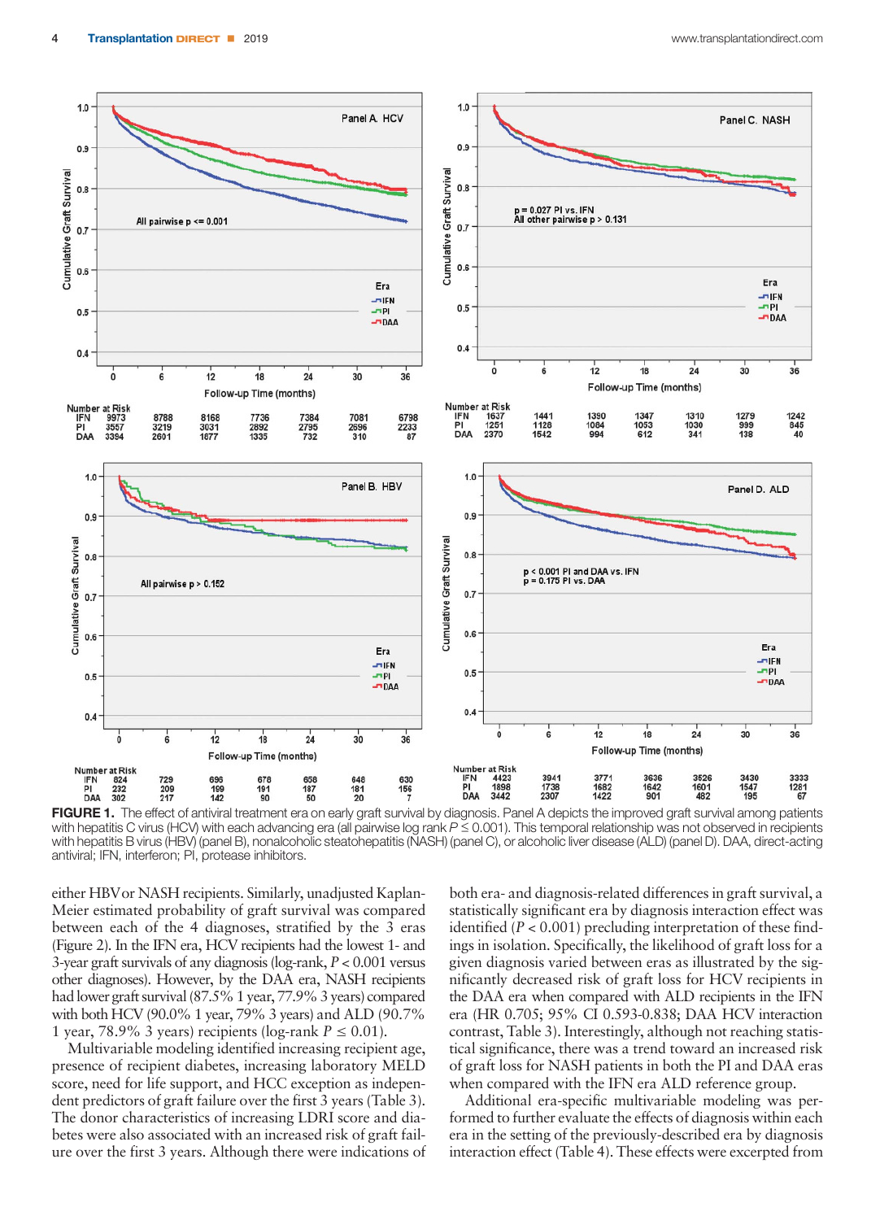**FIGURE 1.** The effect of antiviral treatment era on early graft survival by diagnosis. Panel A depicts the improved graft survival among patients with hepatitis C virus (HCV) with each advancing era (all pairwise log rank $P \leq 0.001$). This temporal relationship was not observed in recipients with hepatitis B virus (HBV) (panel B), nonalcoholic steatohepatitis (NASH) (panel C), or alcoholic liver disease (ALD) (panel D). DAA, direct-acting antiviral; IFN, interferon; PI, protease inhibitors.

either HBV or NASH recipients. Similarly, unadjusted Kaplan-Meier estimated probability of graft survival was compared between each of the 4 diagnoses, stratified by the 3 eras (Figure 2). In the IFN era, HCV recipients had the lowest 1- and 3-year graft survivals of any diagnosis (log-rank, $P < 0.001$ versus other diagnoses). However, by the DAA era, NASH recipients had lower graft survival (87.5% 1 year, 77.9% 3 years) compared with both HCV (90.0% 1 year, 79% 3 years) and ALD (90.7% 1 year, 78.9% 3 years) recipients (log-rank $P \leq 0.01$).

Multivariable modeling identified increasing recipient age, presence of recipient diabetes, increasing laboratory MELD score, need for life support, and HCC exception as independent predictors of graft failure over the first 3 years (Table 3). The donor characteristics of increasing LDRI score and diabetes were also associated with an increased risk of graft failure over the first 3 years. Although there were indications of both era- and diagnosis-related differences in graft survival, a statistically significant era by diagnosis interaction effect was identified ($P < 0.001$) precluding interpretation of these findings in isolation. Specifically, the likelihood of graft loss for a given diagnosis varied between eras as illustrated by the significantly decreased risk of graft loss for HCV recipients in the DAA era when compared with ALD recipients in the IFN era (HR 0.705; 95% CI 0.593-0.838; DAA HCV interaction contrast, Table 3). Interestingly, although not reaching statistical significance, there was a trend toward an increased risk of graft loss for NASH patients in both the PI and DAA eras when compared with the IFN era ALD reference group.

Additional era-specific multivariable modeling was performed to further evaluate the effects of diagnosis within each era in the setting of the previously-described era by diagnosis interaction effect (Table 4). These effects were excerpted from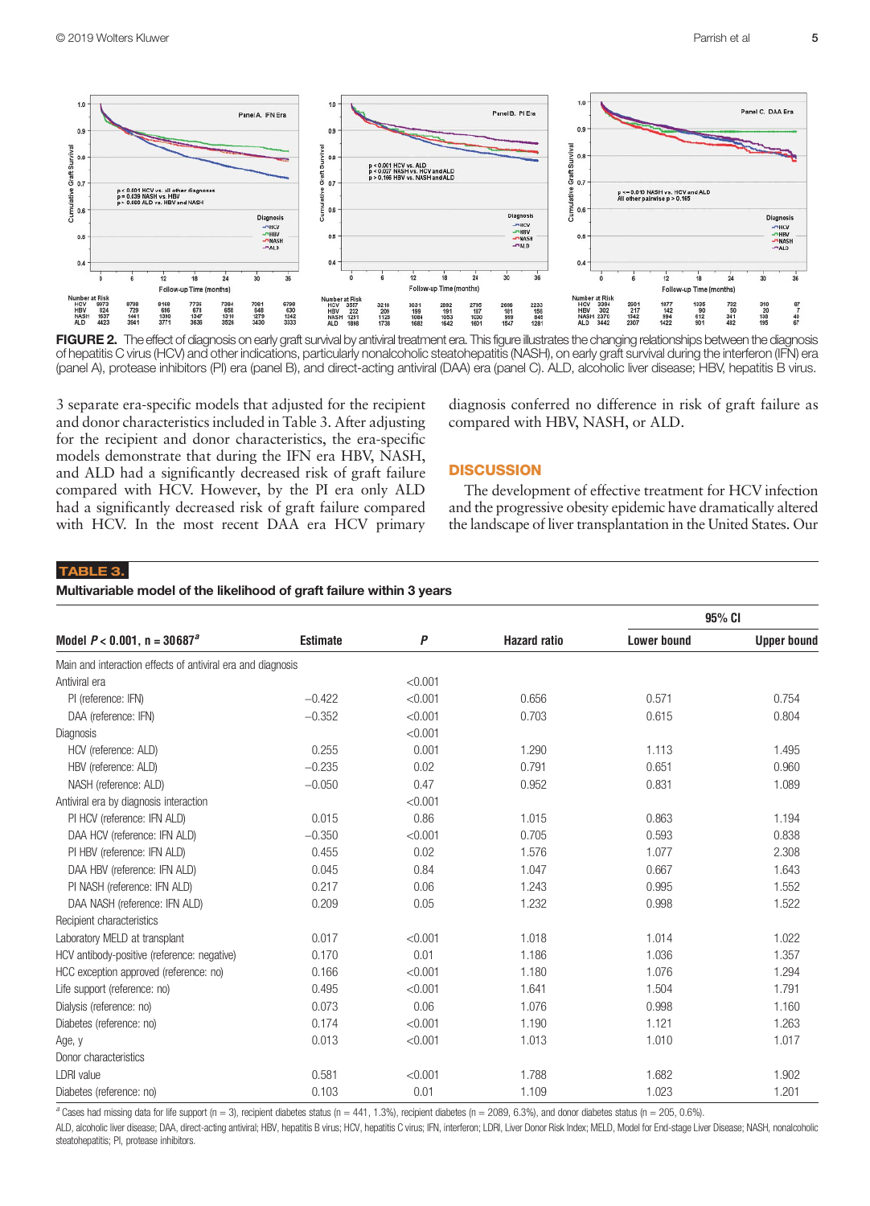FIGURE 2. The effect of diagnosis on early graft survival by antiviral treatment era. This figure illustrates the changing relationships between the diagnosis of hepatitis C virus (HCV) and other indications, particularly nonalcoholic steatohepatitis (NASH), on early graft survival during the interferon (IFN) era (panel A), protease inhibitors (PI) era (panel B), and direct-acting antiviral (DAA) era (panel C). ALD, alcoholic liver disease; HBV, hepatitis B virus.

3 separate era-specific models that adjusted for the recipient and donor characteristics included in Table 3. After adjusting for the recipient and donor characteristics, the era-specific models demonstrate that during the IFN era HBV, NASH, and ALD had a significantly decreased risk of graft failure compared with HCV. However, by the PI era only ALD had a significantly decreased risk of graft failure compared with HCV. In the most recent DAA era HCV primary diagnosis conferred no difference in risk of graft failure as compared with HBV, NASH, or ALD.

## DISCUSSION

The development of effective treatment for HCV infection and the progressive obesity epidemic have dramatically altered the landscape of liver transplantation in the United States. Our

**TABLE 3.**

**Multivariable model of the likelihood of graft failure within 3 years**

| Model $P < 0.001$, n = 30687[a] | Estimate | $P$ | Hazard ratio | 95% CI Lower bound | 95% CI Upper bound |
|---|---|---|---|---|---|
| Main and interaction effects of antiviral era and diagnosis | | | | | |
| Antiviral era | | <0.001 | | | |
| PI (reference: IFN) | −0.422 | <0.001 | 0.656 | 0.571 | 0.754 |
| DAA (reference: IFN) | −0.352 | <0.001 | 0.703 | 0.615 | 0.804 |
| Diagnosis | | <0.001 | | | |
| HCV (reference: ALD) | 0.255 | 0.001 | 1.290 | 1.113 | 1.495 |
| HBV (reference: ALD) | −0.235 | 0.02 | 0.791 | 0.651 | 0.960 |
| NASH (reference: ALD) | −0.050 | 0.47 | 0.952 | 0.831 | 1.089 |
| Antiviral era by diagnosis interaction | | <0.001 | | | |
| PI HCV (reference: IFN ALD) | 0.015 | 0.86 | 1.015 | 0.863 | 1.194 |
| DAA HCV (reference: IFN ALD) | −0.350 | <0.001 | 0.705 | 0.593 | 0.838 |
| PI HBV (reference: IFN ALD) | 0.455 | 0.02 | 1.576 | 1.077 | 2.308 |
| DAA HBV (reference: IFN ALD) | 0.045 | 0.84 | 1.047 | 0.667 | 1.643 |
| PI NASH (reference: IFN ALD) | 0.217 | 0.06 | 1.243 | 0.995 | 1.552 |
| DAA NASH (reference: IFN ALD) | 0.209 | 0.05 | 1.232 | 0.998 | 1.522 |
| Recipient characteristics | | | | | |
| Laboratory MELD at transplant | 0.017 | <0.001 | 1.018 | 1.014 | 1.022 |
| HCV antibody-positive (reference: negative) | 0.170 | 0.01 | 1.186 | 1.036 | 1.357 |
| HCC exception approved (reference: no) | 0.166 | <0.001 | 1.180 | 1.076 | 1.294 |
| Life support (reference: no) | 0.495 | <0.001 | 1.641 | 1.504 | 1.791 |
| Dialysis (reference: no) | 0.073 | 0.06 | 1.076 | 0.998 | 1.160 |
| Diabetes (reference: no) | 0.174 | <0.001 | 1.190 | 1.121 | 1.263 |
| Age, y | 0.013 | <0.001 | 1.013 | 1.010 | 1.017 |
| Donor characteristics | | | | | |
| LDRI value | 0.581 | <0.001 | 1.788 | 1.682 | 1.902 |
| Diabetes (reference: no) | 0.103 | 0.01 | 1.109 | 1.023 | 1.201 |

[a] Cases had missing data for life support (n = 3), recipient diabetes status (n = 441, 1.3%), recipient diabetes (n = 2089, 6.3%), and donor diabetes status (n = 205, 0.6%).

ALD, alcoholic liver disease; DAA, direct-acting antiviral; HBV, hepatitis B virus; HCV, hepatitis C virus; IFN, interferon; LDRI, Liver Donor Risk Index; MELD, Model for End-stage Liver Disease; NASH, nonalcoholic steatohepatitis; PI, protease inhibitors.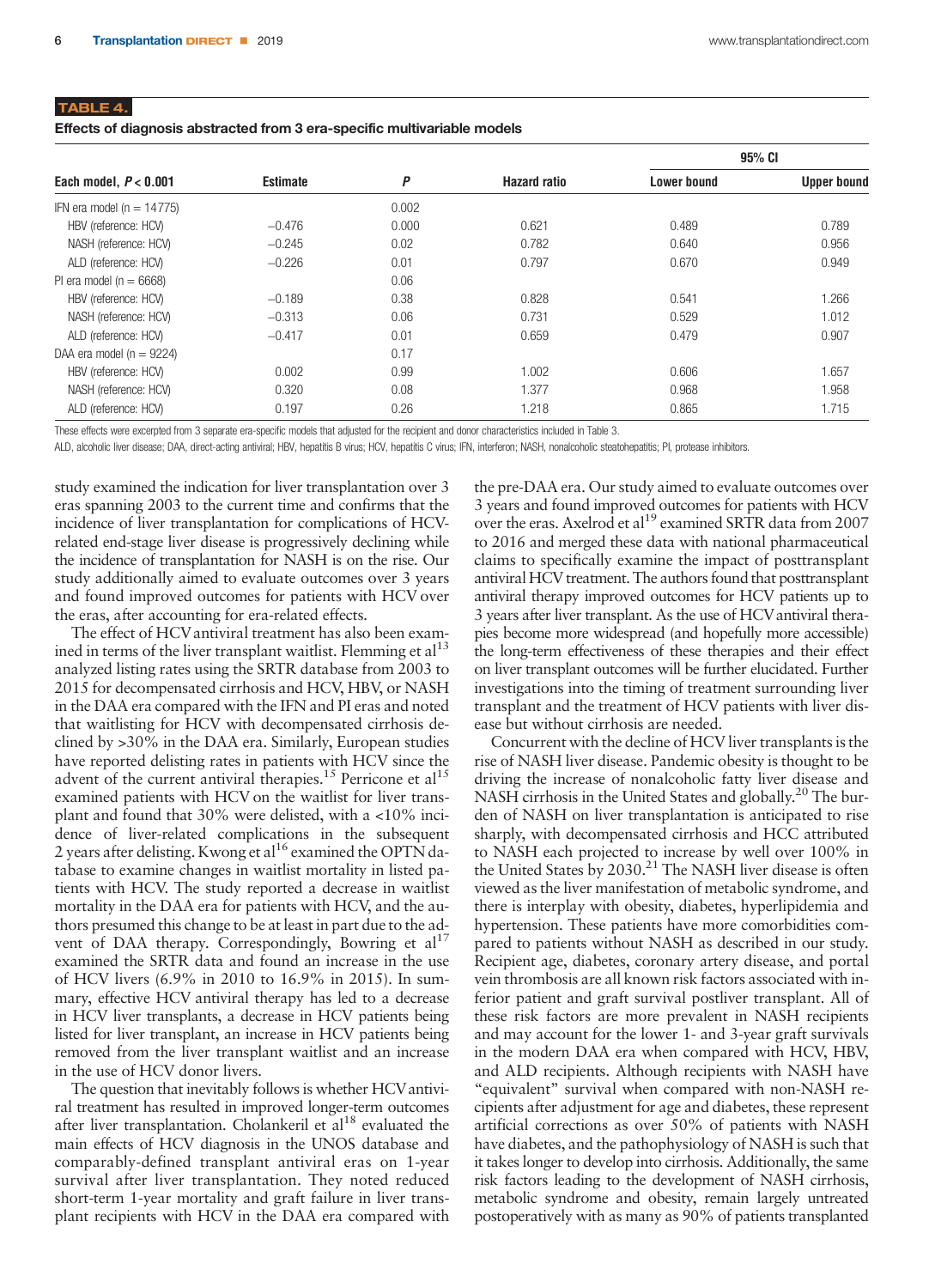**TABLE 4.**

**Effects of diagnosis abstracted from 3 era-specific multivariable models**

| Each model, $P < 0.001$ | Estimate | *P* | Hazard ratio | 95% CI | |
|---|---|---|---|---|---|
| | | | | Lower bound | Upper bound |
| IFN era model (n = 14775) | | 0.002 | | | |
| HBV (reference: HCV) | −0.476 | 0.000 | 0.621 | 0.489 | 0.789 |
| NASH (reference: HCV) | −0.245 | 0.02 | 0.782 | 0.640 | 0.956 |
| ALD (reference: HCV) | −0.226 | 0.01 | 0.797 | 0.670 | 0.949 |
| PI era model (n = 6668) | | 0.06 | | | |
| HBV (reference: HCV) | −0.189 | 0.38 | 0.828 | 0.541 | 1.266 |
| NASH (reference: HCV) | −0.313 | 0.06 | 0.731 | 0.529 | 1.012 |
| ALD (reference: HCV) | −0.417 | 0.01 | 0.659 | 0.479 | 0.907 |
| DAA era model (n = 9224) | | 0.17 | | | |
| HBV (reference: HCV) | 0.002 | 0.99 | 1.002 | 0.606 | 1.657 |
| NASH (reference: HCV) | 0.320 | 0.08 | 1.377 | 0.968 | 1.958 |
| ALD (reference: HCV) | 0.197 | 0.26 | 1.218 | 0.865 | 1.715 |

These effects were excerpted from 3 separate era-specific models that adjusted for the recipient and donor characteristics included in Table 3.

ALD, alcoholic liver disease; DAA, direct-acting antiviral; HBV, hepatitis B virus; HCV, hepatitis C virus; IFN, interferon; NASH, nonalcoholic steatohepatitis; PI, protease inhibitors.

study examined the indication for liver transplantation over 3 eras spanning 2003 to the current time and confirms that the incidence of liver transplantation for complications of HCV-related end-stage liver disease is progressively declining while the incidence of transplantation for NASH is on the rise. Our study additionally aimed to evaluate outcomes over 3 years and found improved outcomes for patients with HCV over the eras, after accounting for era-related effects.

The effect of HCV antiviral treatment has also been examined in terms of the liver transplant waitlist. Flemming et al[13] analyzed listing rates using the SRTR database from 2003 to 2015 for decompensated cirrhosis and HCV, HBV, or NASH in the DAA era compared with the IFN and PI eras and noted that waitlisting for HCV with decompensated cirrhosis declined by >30% in the DAA era. Similarly, European studies have reported delisting rates in patients with HCV since the advent of the current antiviral therapies.[15] Perricone et al[15] examined patients with HCV on the waitlist for liver transplant and found that 30% were delisted, with a <10% incidence of liver-related complications in the subsequent 2 years after delisting. Kwong et al[16] examined the OPTN database to examine changes in waitlist mortality in listed patients with HCV. The study reported a decrease in waitlist mortality in the DAA era for patients with HCV, and the authors presumed this change to be at least in part due to the advent of DAA therapy. Correspondingly, Bowring et al[17] examined the SRTR data and found an increase in the use of HCV livers (6.9% in 2010 to 16.9% in 2015). In summary, effective HCV antiviral therapy has led to a decrease in HCV liver transplants, a decrease in HCV patients being listed for liver transplant, an increase in HCV patients being removed from the liver transplant waitlist and an increase in the use of HCV donor livers.

The question that inevitably follows is whether HCV antiviral treatment has resulted in improved longer-term outcomes after liver transplantation. Cholankeril et al[18] evaluated the main effects of HCV diagnosis in the UNOS database and comparably-defined transplant antiviral eras on 1-year survival after liver transplantation. They noted reduced short-term 1-year mortality and graft failure in liver transplant recipients with HCV in the DAA era compared with the pre-DAA era. Our study aimed to evaluate outcomes over 3 years and found improved outcomes for patients with HCV over the eras. Axelrod et al[19] examined SRTR data from 2007 to 2016 and merged these data with national pharmaceutical claims to specifically examine the impact of posttransplant antiviral HCV treatment. The authors found that posttransplant antiviral therapy improved outcomes for HCV patients up to 3 years after liver transplant. As the use of HCV antiviral therapies become more widespread (and hopefully more accessible) the long-term effectiveness of these therapies and their effect on liver transplant outcomes will be further elucidated. Further investigations into the timing of treatment surrounding liver transplant and the treatment of HCV patients with liver disease but without cirrhosis are needed.

Concurrent with the decline of HCV liver transplants is the rise of NASH liver disease. Pandemic obesity is thought to be driving the increase of nonalcoholic fatty liver disease and NASH cirrhosis in the United States and globally.[20] The burden of NASH on liver transplantation is anticipated to rise sharply, with decompensated cirrhosis and HCC attributed to NASH each projected to increase by well over 100% in the United States by 2030.[21] The NASH liver disease is often viewed as the liver manifestation of metabolic syndrome, and there is interplay with obesity, diabetes, hyperlipidemia and hypertension. These patients have more comorbidities compared to patients without NASH as described in our study. Recipient age, diabetes, coronary artery disease, and portal vein thrombosis are all known risk factors associated with inferior patient and graft survival postliver transplant. All of these risk factors are more prevalent in NASH recipients and may account for the lower 1- and 3-year graft survivals in the modern DAA era when compared with HCV, HBV, and ALD recipients. Although recipients with NASH have "equivalent" survival when compared with non-NASH recipients after adjustment for age and diabetes, these represent artificial corrections as over 50% of patients with NASH have diabetes, and the pathophysiology of NASH is such that it takes longer to develop into cirrhosis. Additionally, the same risk factors leading to the development of NASH cirrhosis, metabolic syndrome and obesity, remain largely untreated postoperatively with as many as 90% of patients transplanted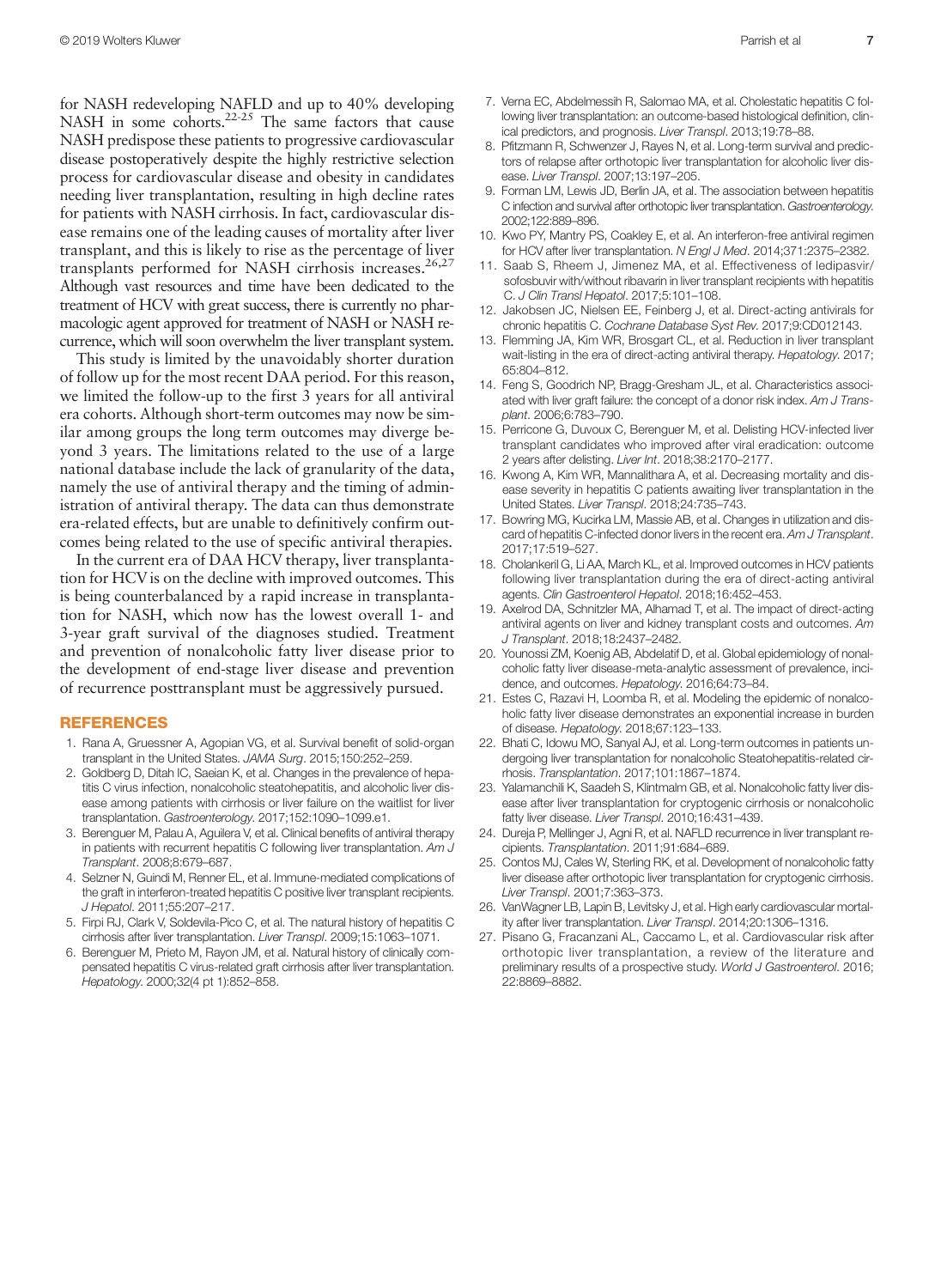for NASH redeveloping NAFLD and up to 40% developing NASH in some cohorts.[22-25] The same factors that cause NASH predispose these patients to progressive cardiovascular disease postoperatively despite the highly restrictive selection process for cardiovascular disease and obesity in candidates needing liver transplantation, resulting in high decline rates for patients with NASH cirrhosis. In fact, cardiovascular disease remains one of the leading causes of mortality after liver transplant, and this is likely to rise as the percentage of liver transplants performed for NASH cirrhosis increases.[26,27] Although vast resources and time have been dedicated to the treatment of HCV with great success, there is currently no pharmacologic agent approved for treatment of NASH or NASH recurrence, which will soon overwhelm the liver transplant system.

This study is limited by the unavoidably shorter duration of follow up for the most recent DAA period. For this reason, we limited the follow-up to the first 3 years for all antiviral era cohorts. Although short-term outcomes may now be similar among groups the long term outcomes may diverge beyond 3 years. The limitations related to the use of a large national database include the lack of granularity of the data, namely the use of antiviral therapy and the timing of administration of antiviral therapy. The data can thus demonstrate era-related effects, but are unable to definitively confirm outcomes being related to the use of specific antiviral therapies.

In the current era of DAA HCV therapy, liver transplantation for HCV is on the decline with improved outcomes. This is being counterbalanced by a rapid increase in transplantation for NASH, which now has the lowest overall 1- and 3-year graft survival of the diagnoses studied. Treatment and prevention of nonalcoholic fatty liver disease prior to the development of end-stage liver disease and prevention of recurrence posttransplant must be aggressively pursued.

## REFERENCES

1. Rana A, Gruessner A, Agopian VG, et al. Survival benefit of solid-organ transplant in the United States. *JAMA Surg*. 2015;150:252–259.
2. Goldberg D, Ditah IC, Saeian K, et al. Changes in the prevalence of hepatitis C virus infection, nonalcoholic steatohepatitis, and alcoholic liver disease among patients with cirrhosis or liver failure on the waitlist for liver transplantation. *Gastroenterology*. 2017;152:1090–1099.e1.
3. Berenguer M, Palau A, Aguilera V, et al. Clinical benefits of antiviral therapy in patients with recurrent hepatitis C following liver transplantation. *Am J Transplant*. 2008;8:679–687.
4. Selzner N, Guindi M, Renner EL, et al. Immune-mediated complications of the graft in interferon-treated hepatitis C positive liver transplant recipients. *J Hepatol*. 2011;55:207–217.
5. Firpi RJ, Clark V, Soldevila-Pico C, et al. The natural history of hepatitis C cirrhosis after liver transplantation. *Liver Transpl*. 2009;15:1063–1071.
6. Berenguer M, Prieto M, Rayon JM, et al. Natural history of clinically compensated hepatitis C virus-related graft cirrhosis after liver transplantation. *Hepatology*. 2000;32(4 pt 1):852–858.
7. Verna EC, Abdelmessih R, Salomao MA, et al. Cholestatic hepatitis C following liver transplantation: an outcome-based histological definition, clinical predictors, and prognosis. *Liver Transpl*. 2013;19:78–88.
8. Pfitzmann R, Schwenzer J, Rayes N, et al. Long-term survival and predictors of relapse after orthotopic liver transplantation for alcoholic liver disease. *Liver Transpl*. 2007;13:197–205.
9. Forman LM, Lewis JD, Berlin JA, et al. The association between hepatitis C infection and survival after orthotopic liver transplantation. *Gastroenterology*. 2002;122:889–896.
10. Kwo PY, Mantry PS, Coakley E, et al. An interferon-free antiviral regimen for HCV after liver transplantation. *N Engl J Med*. 2014;371:2375–2382.
11. Saab S, Rheem J, Jimenez MA, et al. Effectiveness of ledipasvir/sofosbuvir with/without ribavarin in liver transplant recipients with hepatitis C. *J Clin Transl Hepatol*. 2017;5:101–108.
12. Jakobsen JC, Nielsen EE, Feinberg J, et al. Direct-acting antivirals for chronic hepatitis C. *Cochrane Database Syst Rev*. 2017;9:CD012143.
13. Flemming JA, Kim WR, Brosgart CL, et al. Reduction in liver transplant wait-listing in the era of direct-acting antiviral therapy. *Hepatology*. 2017;65:804–812.
14. Feng S, Goodrich NP, Bragg-Gresham JL, et al. Characteristics associated with liver graft failure: the concept of a donor risk index. *Am J Transplant*. 2006;6:783–790.
15. Perricone G, Duvoux C, Berenguer M, et al. Delisting HCV-infected liver transplant candidates who improved after viral eradication: outcome 2 years after delisting. *Liver Int*. 2018;38:2170–2177.
16. Kwong A, Kim WR, Mannalithara A, et al. Decreasing mortality and disease severity in hepatitis C patients awaiting liver transplantation in the United States. *Liver Transpl*. 2018;24:735–743.
17. Bowring MG, Kucirka LM, Massie AB, et al. Changes in utilization and discard of hepatitis C-infected donor livers in the recent era. *Am J Transplant*. 2017;17:519–527.
18. Cholankeril G, Li AA, March KL, et al. Improved outcomes in HCV patients following liver transplantation during the era of direct-acting antiviral agents. *Clin Gastroenterol Hepatol*. 2018;16:452–453.
19. Axelrod DA, Schnitzler MA, Alhamad T, et al. The impact of direct-acting antiviral agents on liver and kidney transplant costs and outcomes. *Am J Transplant*. 2018;18:2437–2482.
20. Younossi ZM, Koenig AB, Abdelatif D, et al. Global epidemiology of nonalcoholic fatty liver disease-meta-analytic assessment of prevalence, incidence, and outcomes. *Hepatology*. 2016;64:73–84.
21. Estes C, Razavi H, Loomba R, et al. Modeling the epidemic of nonalcoholic fatty liver disease demonstrates an exponential increase in burden of disease. *Hepatology*. 2018;67:123–133.
22. Bhati C, Idowu MO, Sanyal AJ, et al. Long-term outcomes in patients undergoing liver transplantation for nonalcoholic Steatohepatitis-related cirrhosis. *Transplantation*. 2017;101:1867–1874.
23. Yalamanchili K, Saadeh S, Klintmalm GB, et al. Nonalcoholic fatty liver disease after liver transplantation for cryptogenic cirrhosis or nonalcoholic fatty liver disease. *Liver Transpl*. 2010;16:431–439.
24. Dureja P, Mellinger J, Agni R, et al. NAFLD recurrence in liver transplant recipients. *Transplantation*. 2011;91:684–689.
25. Contos MJ, Cales W, Sterling RK, et al. Development of nonalcoholic fatty liver disease after orthotopic liver transplantation for cryptogenic cirrhosis. *Liver Transpl*. 2001;7:363–373.
26. VanWagner LB, Lapin B, Levitsky J, et al. High early cardiovascular mortality after liver transplantation. *Liver Transpl*. 2014;20:1306–1316.
27. Pisano G, Fracanzani AL, Caccamo L, et al. Cardiovascular risk after orthotopic liver transplantation, a review of the literature and preliminary results of a prospective study. *World J Gastroenterol*. 2016;22:8869–8882.